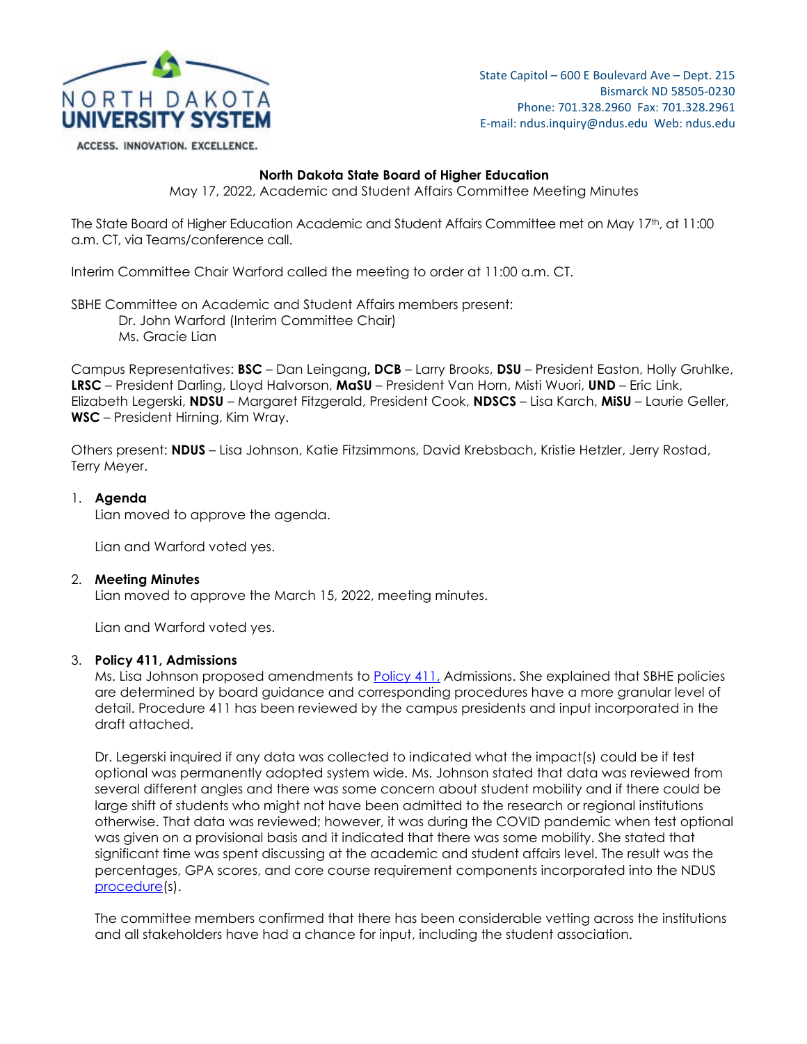NORTH DAKOTA UNIVERSITY SYSTEM

ACCESS. INNOVATION. EXCELLENCE.

State Capitol – 600 E Boulevard Ave – Dept. 215
Bismarck ND 58505-0230
Phone: 701.328.2960 Fax: 701.328.2961
E-mail: ndus.inquiry@ndus.edu Web: ndus.edu

**North Dakota State Board of Higher Education**

May 17, 2022, Academic and Student Affairs Committee Meeting Minutes

The State Board of Higher Education Academic and Student Affairs Committee met on May 17th, at 11:00 a.m. CT, via Teams/conference call.

Interim Committee Chair Warford called the meeting to order at 11:00 a.m. CT.

SBHE Committee on Academic and Student Affairs members present:
Dr. John Warford (Interim Committee Chair)
Ms. Gracie Lian

Campus Representatives: **BSC** – Dan Leingang**, DCB** – Larry Brooks, **DSU** – President Easton, Holly Gruhlke, **LRSC** – President Darling, Lloyd Halvorson, **MaSU** – President Van Horn, Misti Wuori, **UND** – Eric Link, Elizabeth Legerski, **NDSU** – Margaret Fitzgerald, President Cook, **NDSCS** – Lisa Karch, **MiSU** – Laurie Geller, **WSC** – President Hirning, Kim Wray.

Others present: **NDUS** – Lisa Johnson, Katie Fitzsimmons, David Krebsbach, Kristie Hetzler, Jerry Rostad, Terry Meyer.

1. **Agenda**
   Lian moved to approve the agenda.

   Lian and Warford voted yes.

2. **Meeting Minutes**
   Lian moved to approve the March 15, 2022, meeting minutes.

   Lian and Warford voted yes.

3. **Policy 411, Admissions**
   Ms. Lisa Johnson proposed amendments to Policy 411, Admissions. She explained that SBHE policies are determined by board guidance and corresponding procedures have a more granular level of detail. Procedure 411 has been reviewed by the campus presidents and input incorporated in the draft attached.

   Dr. Legerski inquired if any data was collected to indicated what the impact(s) could be if test optional was permanently adopted system wide. Ms. Johnson stated that data was reviewed from several different angles and there was some concern about student mobility and if there could be large shift of students who might not have been admitted to the research or regional institutions otherwise. That data was reviewed; however, it was during the COVID pandemic when test optional was given on a provisional basis and it indicated that there was some mobility. She stated that significant time was spent discussing at the academic and student affairs level. The result was the percentages, GPA scores, and core course requirement components incorporated into the NDUS procedure(s).

   The committee members confirmed that there has been considerable vetting across the institutions and all stakeholders have had a chance for input, including the student association.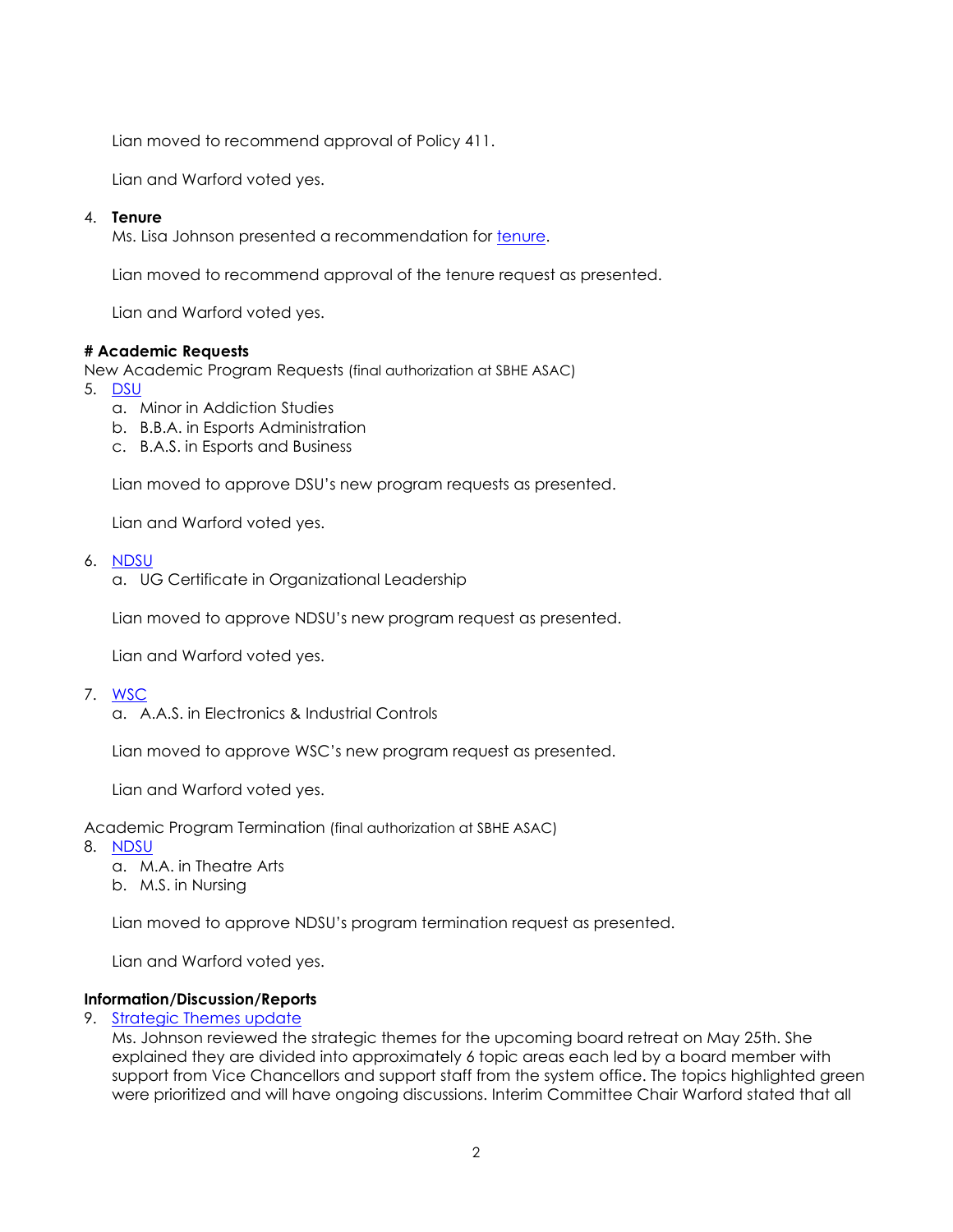Lian moved to recommend approval of Policy 411.

Lian and Warford voted yes.

4. **Tenure**

   Ms. Lisa Johnson presented a recommendation for tenure.

   Lian moved to recommend approval of the tenure request as presented.

   Lian and Warford voted yes.

**# Academic Requests**

New Academic Program Requests (final authorization at SBHE ASAC)

5. DSU
   a. Minor in Addiction Studies
   b. B.B.A. in Esports Administration
   c. B.A.S. in Esports and Business

   Lian moved to approve DSU's new program requests as presented.

   Lian and Warford voted yes.

6. NDSU
   a. UG Certificate in Organizational Leadership

   Lian moved to approve NDSU's new program request as presented.

   Lian and Warford voted yes.

7. WSC
   a. A.A.S. in Electronics & Industrial Controls

   Lian moved to approve WSC's new program request as presented.

   Lian and Warford voted yes.

Academic Program Termination (final authorization at SBHE ASAC)

8. NDSU
   a. M.A. in Theatre Arts
   b. M.S. in Nursing

   Lian moved to approve NDSU's program termination request as presented.

   Lian and Warford voted yes.

**Information/Discussion/Reports**

9. Strategic Themes update

   Ms. Johnson reviewed the strategic themes for the upcoming board retreat on May 25th. She explained they are divided into approximately 6 topic areas each led by a board member with support from Vice Chancellors and support staff from the system office. The topics highlighted green were prioritized and will have ongoing discussions. Interim Committee Chair Warford stated that all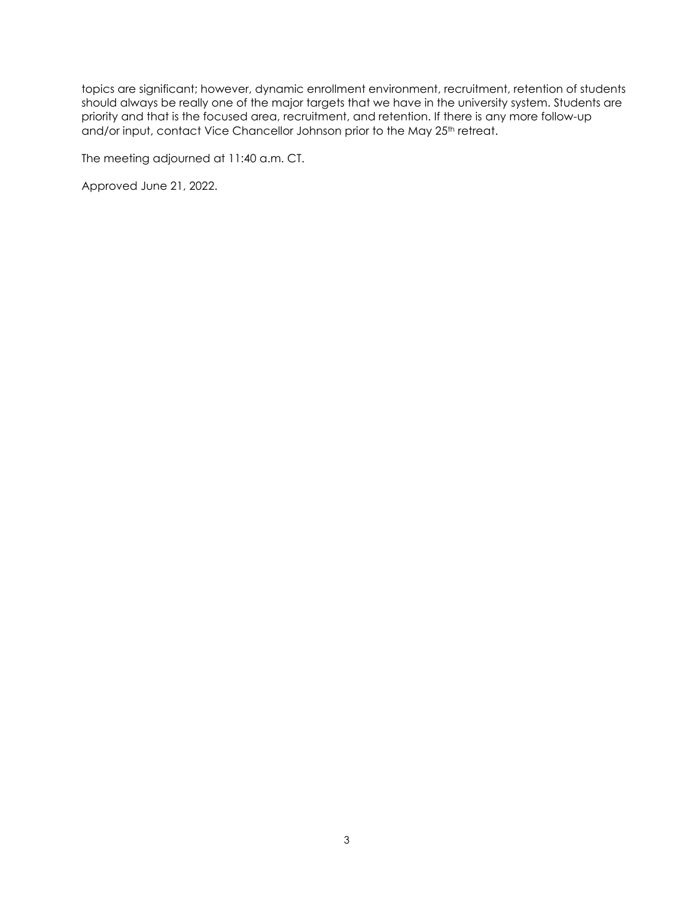topics are significant; however, dynamic enrollment environment, recruitment, retention of students should always be really one of the major targets that we have in the university system. Students are priority and that is the focused area, recruitment, and retention. If there is any more follow-up and/or input, contact Vice Chancellor Johnson prior to the May 25th retreat.

The meeting adjourned at 11:40 a.m. CT.

Approved June 21, 2022.